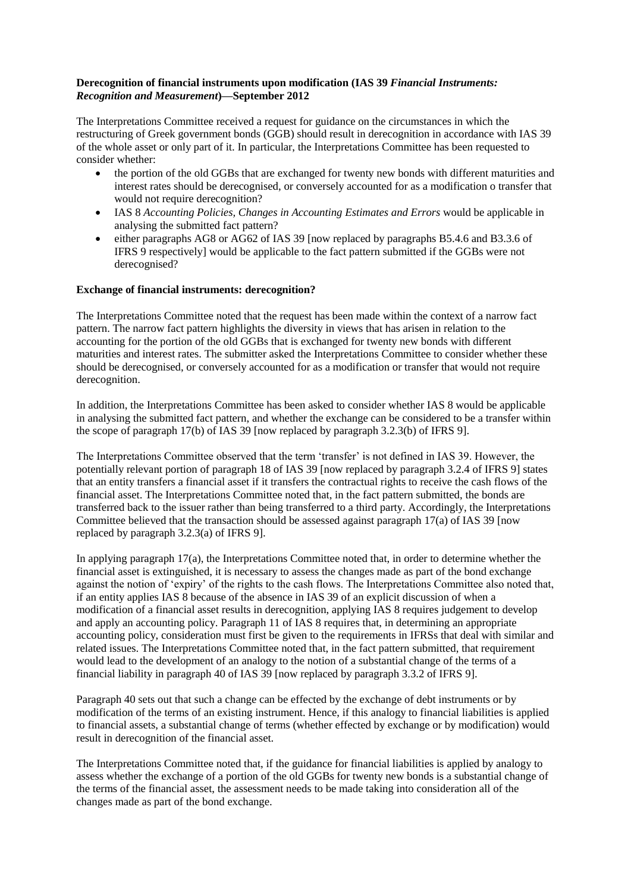**Derecognition of financial instruments upon modification (IAS 39 *Financial Instruments: Recognition and Measurement*)—September 2012**

The Interpretations Committee received a request for guidance on the circumstances in which the restructuring of Greek government bonds (GGB) should result in derecognition in accordance with IAS 39 of the whole asset or only part of it. In particular, the Interpretations Committee has been requested to consider whether:

- the portion of the old GGBs that are exchanged for twenty new bonds with different maturities and interest rates should be derecognised, or conversely accounted for as a modification o transfer that would not require derecognition?
- IAS 8 *Accounting Policies, Changes in Accounting Estimates and Errors* would be applicable in analysing the submitted fact pattern?
- either paragraphs AG8 or AG62 of IAS 39 [now replaced by paragraphs B5.4.6 and B3.3.6 of IFRS 9 respectively] would be applicable to the fact pattern submitted if the GGBs were not derecognised?

**Exchange of financial instruments: derecognition?**

The Interpretations Committee noted that the request has been made within the context of a narrow fact pattern. The narrow fact pattern highlights the diversity in views that has arisen in relation to the accounting for the portion of the old GGBs that is exchanged for twenty new bonds with different maturities and interest rates. The submitter asked the Interpretations Committee to consider whether these should be derecognised, or conversely accounted for as a modification or transfer that would not require derecognition.

In addition, the Interpretations Committee has been asked to consider whether IAS 8 would be applicable in analysing the submitted fact pattern, and whether the exchange can be considered to be a transfer within the scope of paragraph 17(b) of IAS 39 [now replaced by paragraph 3.2.3(b) of IFRS 9].

The Interpretations Committee observed that the term 'transfer' is not defined in IAS 39. However, the potentially relevant portion of paragraph 18 of IAS 39 [now replaced by paragraph 3.2.4 of IFRS 9] states that an entity transfers a financial asset if it transfers the contractual rights to receive the cash flows of the financial asset. The Interpretations Committee noted that, in the fact pattern submitted, the bonds are transferred back to the issuer rather than being transferred to a third party. Accordingly, the Interpretations Committee believed that the transaction should be assessed against paragraph 17(a) of IAS 39 [now replaced by paragraph 3.2.3(a) of IFRS 9].

In applying paragraph 17(a), the Interpretations Committee noted that, in order to determine whether the financial asset is extinguished, it is necessary to assess the changes made as part of the bond exchange against the notion of 'expiry' of the rights to the cash flows. The Interpretations Committee also noted that, if an entity applies IAS 8 because of the absence in IAS 39 of an explicit discussion of when a modification of a financial asset results in derecognition, applying IAS 8 requires judgement to develop and apply an accounting policy. Paragraph 11 of IAS 8 requires that, in determining an appropriate accounting policy, consideration must first be given to the requirements in IFRSs that deal with similar and related issues. The Interpretations Committee noted that, in the fact pattern submitted, that requirement would lead to the development of an analogy to the notion of a substantial change of the terms of a financial liability in paragraph 40 of IAS 39 [now replaced by paragraph 3.3.2 of IFRS 9].

Paragraph 40 sets out that such a change can be effected by the exchange of debt instruments or by modification of the terms of an existing instrument. Hence, if this analogy to financial liabilities is applied to financial assets, a substantial change of terms (whether effected by exchange or by modification) would result in derecognition of the financial asset.

The Interpretations Committee noted that, if the guidance for financial liabilities is applied by analogy to assess whether the exchange of a portion of the old GGBs for twenty new bonds is a substantial change of the terms of the financial asset, the assessment needs to be made taking into consideration all of the changes made as part of the bond exchange.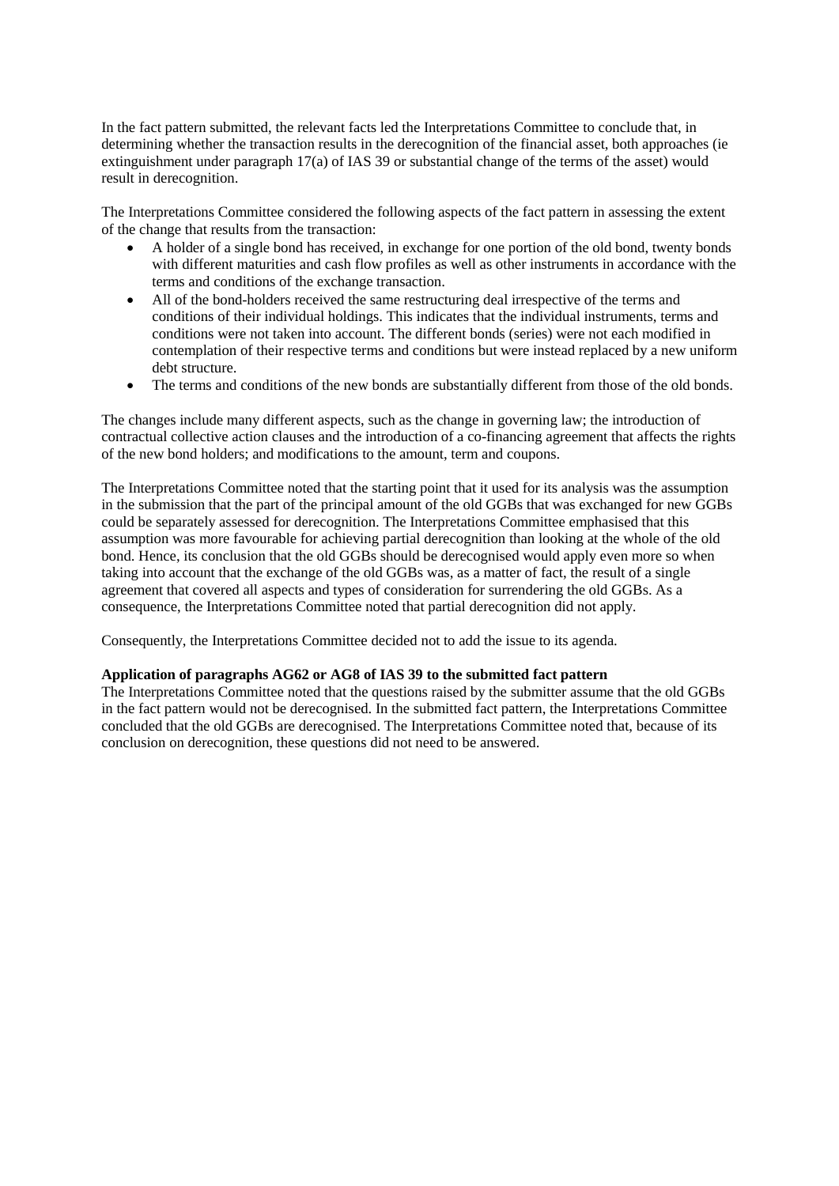In the fact pattern submitted, the relevant facts led the Interpretations Committee to conclude that, in determining whether the transaction results in the derecognition of the financial asset, both approaches (ie extinguishment under paragraph 17(a) of IAS 39 or substantial change of the terms of the asset) would result in derecognition.

The Interpretations Committee considered the following aspects of the fact pattern in assessing the extent of the change that results from the transaction:

- A holder of a single bond has received, in exchange for one portion of the old bond, twenty bonds with different maturities and cash flow profiles as well as other instruments in accordance with the terms and conditions of the exchange transaction.
- All of the bond-holders received the same restructuring deal irrespective of the terms and conditions of their individual holdings. This indicates that the individual instruments, terms and conditions were not taken into account. The different bonds (series) were not each modified in contemplation of their respective terms and conditions but were instead replaced by a new uniform debt structure.
- The terms and conditions of the new bonds are substantially different from those of the old bonds.

The changes include many different aspects, such as the change in governing law; the introduction of contractual collective action clauses and the introduction of a co-financing agreement that affects the rights of the new bond holders; and modifications to the amount, term and coupons.

The Interpretations Committee noted that the starting point that it used for its analysis was the assumption in the submission that the part of the principal amount of the old GGBs that was exchanged for new GGBs could be separately assessed for derecognition. The Interpretations Committee emphasised that this assumption was more favourable for achieving partial derecognition than looking at the whole of the old bond. Hence, its conclusion that the old GGBs should be derecognised would apply even more so when taking into account that the exchange of the old GGBs was, as a matter of fact, the result of a single agreement that covered all aspects and types of consideration for surrendering the old GGBs. As a consequence, the Interpretations Committee noted that partial derecognition did not apply.

Consequently, the Interpretations Committee decided not to add the issue to its agenda.

**Application of paragraphs AG62 or AG8 of IAS 39 to the submitted fact pattern**

The Interpretations Committee noted that the questions raised by the submitter assume that the old GGBs in the fact pattern would not be derecognised. In the submitted fact pattern, the Interpretations Committee concluded that the old GGBs are derecognised. The Interpretations Committee noted that, because of its conclusion on derecognition, these questions did not need to be answered.